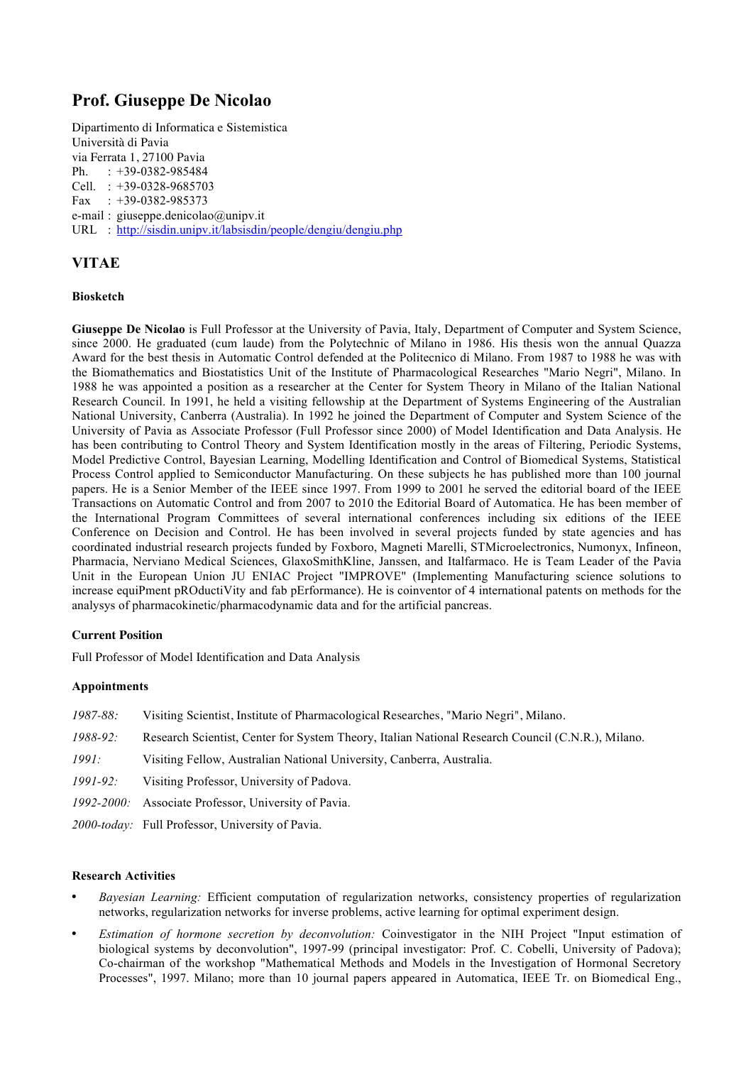# Prof. Giuseppe De Nicolao

Dipartimento di Informatica e Sistemistica
Università di Pavia
via Ferrata 1, 27100 Pavia
Ph. : +39-0382-985484
Cell. : +39-0328-9685703
Fax : +39-0382-985373
e-mail : giuseppe.denicolao@unipv.it
URL : [http://sisdin.unipv.it/labsisdin/people/dengiu/dengiu.php](http://sisdin.unipv.it/labsisdin/people/dengiu/dengiu.php)

## VITAE

### Biosketch

**Giuseppe De Nicolao** is Full Professor at the University of Pavia, Italy, Department of Computer and System Science, since 2000. He graduated (cum laude) from the Polytechnic of Milano in 1986. His thesis won the annual Quazza Award for the best thesis in Automatic Control defended at the Politecnico di Milano. From 1987 to 1988 he was with the Biomathematics and Biostatistics Unit of the Institute of Pharmacological Researches "Mario Negri", Milano. In 1988 he was appointed a position as a researcher at the Center for System Theory in Milano of the Italian National Research Council. In 1991, he held a visiting fellowship at the Department of Systems Engineering of the Australian National University, Canberra (Australia). In 1992 he joined the Department of Computer and System Science of the University of Pavia as Associate Professor (Full Professor since 2000) of Model Identification and Data Analysis. He has been contributing to Control Theory and System Identification mostly in the areas of Filtering, Periodic Systems, Model Predictive Control, Bayesian Learning, Modelling Identification and Control of Biomedical Systems, Statistical Process Control applied to Semiconductor Manufacturing. On these subjects he has published more than 100 journal papers. He is a Senior Member of the IEEE since 1997. From 1999 to 2001 he served the editorial board of the IEEE Transactions on Automatic Control and from 2007 to 2010 the Editorial Board of Automatica. He has been member of the International Program Committees of several international conferences including six editions of the IEEE Conference on Decision and Control. He has been involved in several projects funded by state agencies and has coordinated industrial research projects funded by Foxboro, Magneti Marelli, STMicroelectronics, Numonyx, Infineon, Pharmacia, Nerviano Medical Sciences, GlaxoSmithKline, Janssen, and Italfarmaco. He is Team Leader of the Pavia Unit in the European Union JU ENIAC Project "IMPROVE" (Implementing Manufacturing science solutions to increase equiPment pROductiVity and fab pErformance). He is coinventor of 4 international patents on methods for the analysys of pharmacokinetic/pharmacodynamic data and for the artificial pancreas.

### Current Position

Full Professor of Model Identification and Data Analysis

### Appointments

*1987-88:* Visiting Scientist, Institute of Pharmacological Researches, "Mario Negri", Milano.

*1988-92:* Research Scientist, Center for System Theory, Italian National Research Council (C.N.R.), Milano.

*1991:* Visiting Fellow, Australian National University, Canberra, Australia.

*1991-92:* Visiting Professor, University of Padova.

*1992-2000:* Associate Professor, University of Pavia.

*2000-today:* Full Professor, University of Pavia.

### Research Activities

- *Bayesian Learning:* Efficient computation of regularization networks, consistency properties of regularization networks, regularization networks for inverse problems, active learning for optimal experiment design.
- *Estimation of hormone secretion by deconvolution:* Coinvestigator in the NIH Project "Input estimation of biological systems by deconvolution", 1997-99 (principal investigator: Prof. C. Cobelli, University of Padova); Co-chairman of the workshop "Mathematical Methods and Models in the Investigation of Hormonal Secretory Processes", 1997. Milano; more than 10 journal papers appeared in Automatica, IEEE Tr. on Biomedical Eng.,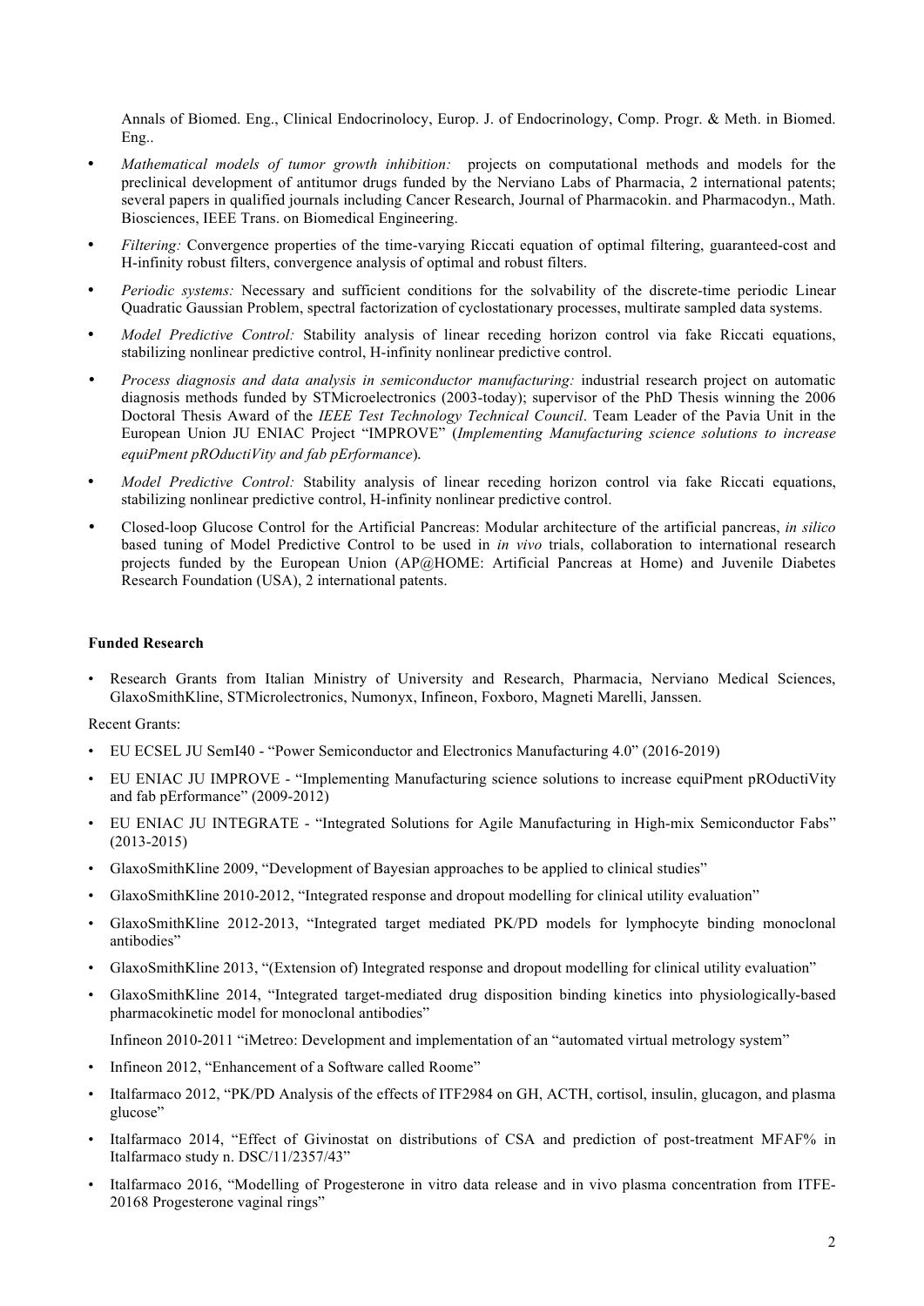Annals of Biomed. Eng., Clinical Endocrinolocy, Europ. J. of Endocrinology, Comp. Progr. & Meth. in Biomed. Eng..

- *Mathematical models of tumor growth inhibition:* projects on computational methods and models for the preclinical development of antitumor drugs funded by the Nerviano Labs of Pharmacia, 2 international patents; several papers in qualified journals including Cancer Research, Journal of Pharmacokin. and Pharmacodyn., Math. Biosciences, IEEE Trans. on Biomedical Engineering.
- *Filtering:* Convergence properties of the time-varying Riccati equation of optimal filtering, guaranteed-cost and H-infinity robust filters, convergence analysis of optimal and robust filters.
- *Periodic systems:* Necessary and sufficient conditions for the solvability of the discrete-time periodic Linear Quadratic Gaussian Problem, spectral factorization of cyclostationary processes, multirate sampled data systems.
- *Model Predictive Control:* Stability analysis of linear receding horizon control via fake Riccati equations, stabilizing nonlinear predictive control, H-infinity nonlinear predictive control.
- *Process diagnosis and data analysis in semiconductor manufacturing:* industrial research project on automatic diagnosis methods funded by STMicroelectronics (2003-today); supervisor of the PhD Thesis winning the 2006 Doctoral Thesis Award of the *IEEE Test Technology Technical Council*. Team Leader of the Pavia Unit in the European Union JU ENIAC Project "IMPROVE" (*Implementing Manufacturing science solutions to increase equiPment pROductiVity and fab pErformance*).
- *Model Predictive Control:* Stability analysis of linear receding horizon control via fake Riccati equations, stabilizing nonlinear predictive control, H-infinity nonlinear predictive control.
- Closed-loop Glucose Control for the Artificial Pancreas: Modular architecture of the artificial pancreas, *in silico* based tuning of Model Predictive Control to be used in *in vivo* trials, collaboration to international research projects funded by the European Union (AP@HOME: Artificial Pancreas at Home) and Juvenile Diabetes Research Foundation (USA), 2 international patents.

**Funded Research**

- Research Grants from Italian Ministry of University and Research, Pharmacia, Nerviano Medical Sciences, GlaxoSmithKline, STMicrolectronics, Numonyx, Infineon, Foxboro, Magneti Marelli, Janssen.

Recent Grants:

- EU ECSEL JU SemI40 - "Power Semiconductor and Electronics Manufacturing 4.0" (2016-2019)
- EU ENIAC JU IMPROVE - "Implementing Manufacturing science solutions to increase equiPment pROductiVity and fab pErformance" (2009-2012)
- EU ENIAC JU INTEGRATE - "Integrated Solutions for Agile Manufacturing in High-mix Semiconductor Fabs" (2013-2015)
- GlaxoSmithKline 2009, "Development of Bayesian approaches to be applied to clinical studies"
- GlaxoSmithKline 2010-2012, "Integrated response and dropout modelling for clinical utility evaluation"
- GlaxoSmithKline 2012-2013, "Integrated target mediated PK/PD models for lymphocyte binding monoclonal antibodies"
- GlaxoSmithKline 2013, "(Extension of) Integrated response and dropout modelling for clinical utility evaluation"
- GlaxoSmithKline 2014, "Integrated target-mediated drug disposition binding kinetics into physiologically-based pharmacokinetic model for monoclonal antibodies"

Infineon 2010-2011 "iMetreo: Development and implementation of an "automated virtual metrology system"

- Infineon 2012, "Enhancement of a Software called Roome"
- Italfarmaco 2012, "PK/PD Analysis of the effects of ITF2984 on GH, ACTH, cortisol, insulin, glucagon, and plasma glucose"
- Italfarmaco 2014, "Effect of Givinostat on distributions of CSA and prediction of post-treatment MFAF% in Italfarmaco study n. DSC/11/2357/43"
- Italfarmaco 2016, "Modelling of Progesterone in vitro data release and in vivo plasma concentration from ITFE-20168 Progesterone vaginal rings"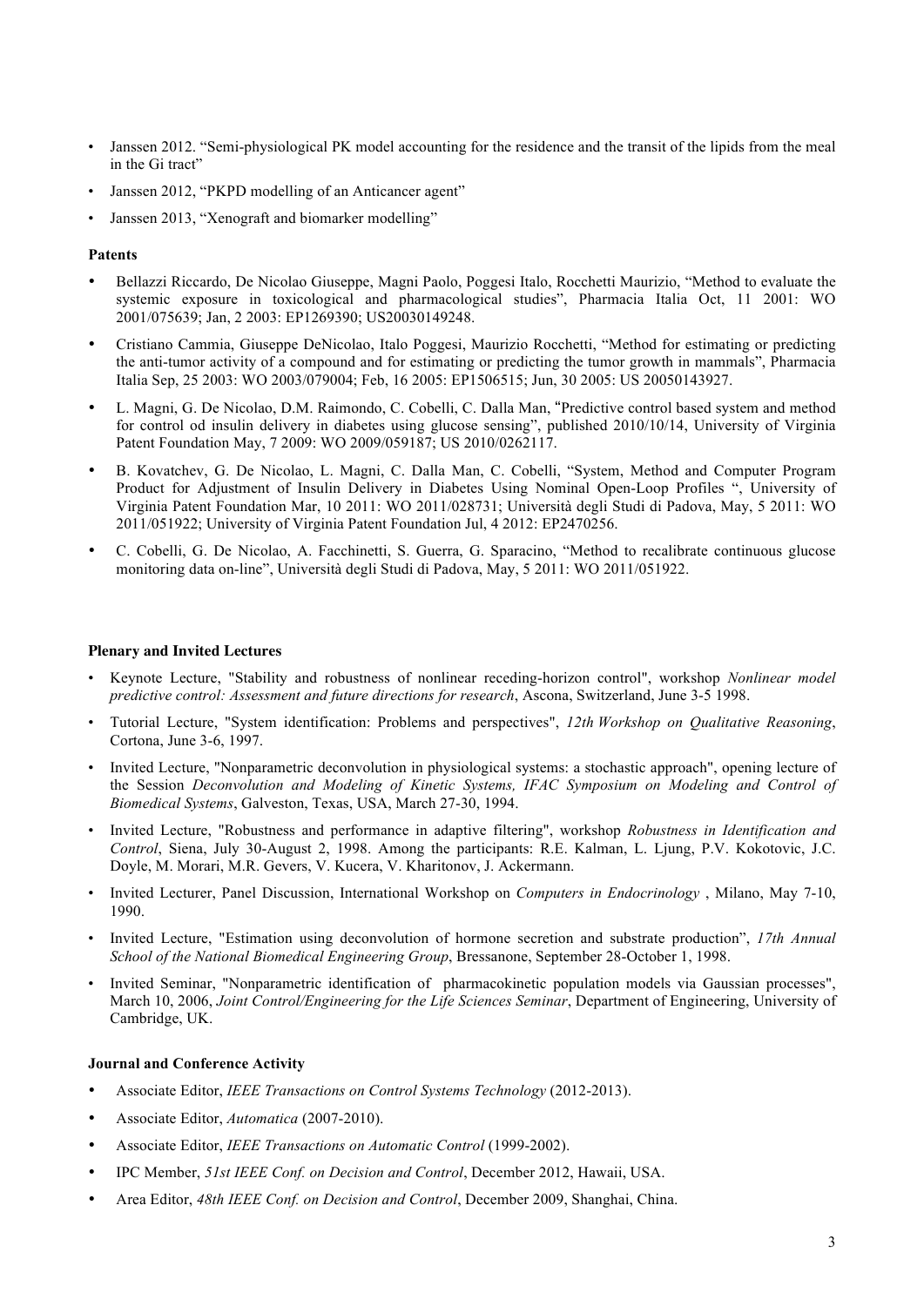- Janssen 2012. “Semi-physiological PK model accounting for the residence and the transit of the lipids from the meal in the Gi tract”
- Janssen 2012, “PKPD modelling of an Anticancer agent”
- Janssen 2013, “Xenograft and biomarker modelling”

**Patents**

- Bellazzi Riccardo, De Nicolao Giuseppe, Magni Paolo, Poggesi Italo, Rocchetti Maurizio, “Method to evaluate the systemic exposure in toxicological and pharmacological studies”, Pharmacia Italia Oct, 11 2001: WO 2001/075639; Jan, 2 2003: EP1269390; US20030149248.
- Cristiano Cammia, Giuseppe DeNicolao, Italo Poggesi, Maurizio Rocchetti, “Method for estimating or predicting the anti-tumor activity of a compound and for estimating or predicting the tumor growth in mammals”, Pharmacia Italia Sep, 25 2003: WO 2003/079004; Feb, 16 2005: EP1506515; Jun, 30 2005: US 20050143927.
- L. Magni, G. De Nicolao, D.M. Raimondo, C. Cobelli, C. Dalla Man, “Predictive control based system and method for control od insulin delivery in diabetes using glucose sensing”, published 2010/10/14, University of Virginia Patent Foundation May, 7 2009: WO 2009/059187; US 2010/0262117.
- B. Kovatchev, G. De Nicolao, L. Magni, C. Dalla Man, C. Cobelli, “System, Method and Computer Program Product for Adjustment of Insulin Delivery in Diabetes Using Nominal Open-Loop Profiles “, University of Virginia Patent Foundation Mar, 10 2011: WO 2011/028731; Università degli Studi di Padova, May, 5 2011: WO 2011/051922; University of Virginia Patent Foundation Jul, 4 2012: EP2470256.
- C. Cobelli, G. De Nicolao, A. Facchinetti, S. Guerra, G. Sparacino, “Method to recalibrate continuous glucose monitoring data on-line”, Università degli Studi di Padova, May, 5 2011: WO 2011/051922.

**Plenary and Invited Lectures**

- Keynote Lecture, "Stability and robustness of nonlinear receding-horizon control", workshop *Nonlinear model predictive control: Assessment and future directions for research*, Ascona, Switzerland, June 3-5 1998.
- Tutorial Lecture, "System identification: Problems and perspectives", *12th Workshop on Qualitative Reasoning*, Cortona, June 3-6, 1997.
- Invited Lecture, "Nonparametric deconvolution in physiological systems: a stochastic approach", opening lecture of the Session *Deconvolution and Modeling of Kinetic Systems, IFAC Symposium on Modeling and Control of Biomedical Systems*, Galveston, Texas, USA, March 27-30, 1994.
- Invited Lecture, "Robustness and performance in adaptive filtering", workshop *Robustness in Identification and Control*, Siena, July 30-August 2, 1998. Among the participants: R.E. Kalman, L. Ljung, P.V. Kokotovic, J.C. Doyle, M. Morari, M.R. Gevers, V. Kucera, V. Kharitonov, J. Ackermann.
- Invited Lecturer, Panel Discussion, International Workshop on *Computers in Endocrinology* , Milano, May 7-10, 1990.
- Invited Lecture, "Estimation using deconvolution of hormone secretion and substrate production”, *17th Annual School of the National Biomedical Engineering Group*, Bressanone, September 28-October 1, 1998.
- Invited Seminar, "Nonparametric identification of pharmacokinetic population models via Gaussian processes", March 10, 2006, *Joint Control/Engineering for the Life Sciences Seminar*, Department of Engineering, University of Cambridge, UK.

**Journal and Conference Activity**

- Associate Editor, *IEEE Transactions on Control Systems Technology* (2012-2013).
- Associate Editor, *Automatica* (2007-2010).
- Associate Editor, *IEEE Transactions on Automatic Control* (1999-2002).
- IPC Member, *51st IEEE Conf. on Decision and Control*, December 2012, Hawaii, USA.
- Area Editor, *48th IEEE Conf. on Decision and Control*, December 2009, Shanghai, China.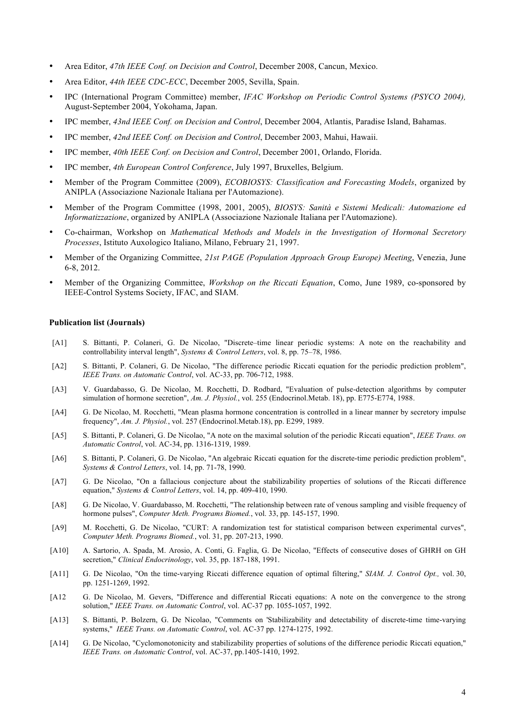- Area Editor, *47th IEEE Conf. on Decision and Control*, December 2008, Cancun, Mexico.
- Area Editor, *44th IEEE CDC-ECC*, December 2005, Sevilla, Spain.
- IPC (International Program Committee) member, *IFAC Workshop on Periodic Control Systems (PSYCO 2004),* August-September 2004, Yokohama, Japan.
- IPC member, *43nd IEEE Conf. on Decision and Control*, December 2004, Atlantis, Paradise Island, Bahamas.
- IPC member, *42nd IEEE Conf. on Decision and Control*, December 2003, Mahui, Hawaii.
- IPC member, *40th IEEE Conf. on Decision and Control*, December 2001, Orlando, Florida.
- IPC member, *4th European Control Conference*, July 1997, Bruxelles, Belgium.
- Member of the Program Committee (2009), *ECOBIOSYS: Classification and Forecasting Models*, organized by ANIPLA (Associazione Nazionale Italiana per l'Automazione).
- Member of the Program Committee (1998, 2001, 2005), *BIOSYS: Sanità e Sistemi Medicali: Automazione ed Informatizzazione*, organized by ANIPLA (Associazione Nazionale Italiana per l'Automazione).
- Co-chairman, Workshop on *Mathematical Methods and Models in the Investigation of Hormonal Secretory Processes*, Istituto Auxologico Italiano, Milano, February 21, 1997.
- Member of the Organizing Committee, *21st PAGE (Population Approach Group Europe) Meeting*, Venezia, June 6-8, 2012.
- Member of the Organizing Committee, *Workshop on the Riccati Equation*, Como, June 1989, co-sponsored by IEEE-Control Systems Society, IFAC, and SIAM.

**Publication list (Journals)**

[A1] S. Bittanti, P. Colaneri, G. De Nicolao, "Discrete–time linear periodic systems: A note on the reachability and controllability interval length", *Systems & Control Letters*, vol. 8, pp. 75–78, 1986.

[A2] S. Bittanti, P. Colaneri, G. De Nicolao, "The difference periodic Riccati equation for the periodic prediction problem", *IEEE Trans. on Automatic Control*, vol. AC-33, pp. 706-712, 1988.

[A3] V. Guardabasso, G. De Nicolao, M. Rocchetti, D. Rodbard, "Evaluation of pulse-detection algorithms by computer simulation of hormone secretion", *Am. J. Physiol.*, vol. 255 (Endocrinol.Metab. 18), pp. E775-E774, 1988.

[A4] G. De Nicolao, M. Rocchetti, "Mean plasma hormone concentration is controlled in a linear manner by secretory impulse frequency", *Am. J. Physiol.*, vol. 257 (Endocrinol.Metab.18), pp. E299, 1989.

[A5] S. Bittanti, P. Colaneri, G. De Nicolao, "A note on the maximal solution of the periodic Riccati equation", *IEEE Trans. on Automatic Control*, vol. AC-34, pp. 1316-1319, 1989.

[A6] S. Bittanti, P. Colaneri, G. De Nicolao, "An algebraic Riccati equation for the discrete-time periodic prediction problem", *Systems & Control Letters*, vol. 14, pp. 71-78, 1990.

[A7] G. De Nicolao, "On a fallacious conjecture about the stabilizability properties of solutions of the Riccati difference equation," *Systems & Control Letters*, vol. 14, pp. 409-410, 1990.

[A8] G. De Nicolao, V. Guardabasso, M. Rocchetti, "The relationship between rate of venous sampling and visible frequency of hormone pulses", *Computer Meth. Programs Biomed.*, vol. 33, pp. 145-157, 1990.

[A9] M. Rocchetti, G. De Nicolao, "CURT: A randomization test for statistical comparison between experimental curves", *Computer Meth. Programs Biomed.*, vol. 31, pp. 207-213, 1990.

[A10] A. Sartorio, A. Spada, M. Arosio, A. Conti, G. Faglia, G. De Nicolao, "Effects of consecutive doses of GHRH on GH secretion," *Clinical Endocrinology*, vol. 35, pp. 187-188, 1991.

[A11] G. De Nicolao, "On the time-varying Riccati difference equation of optimal filtering," *SIAM. J. Control Opt.,* vol. 30, pp. 1251-1269, 1992.

[A12 G. De Nicolao, M. Gevers, "Difference and differential Riccati equations: A note on the convergence to the strong solution," *IEEE Trans. on Automatic Control*, vol. AC-37 pp. 1055-1057, 1992.

[A13] S. Bittanti, P. Bolzern, G. De Nicolao, "Comments on 'Stabilizability and detectability of discrete-time time-varying systems," *IEEE Trans. on Automatic Control*, vol. AC-37 pp. 1274-1275, 1992.

[A14] G. De Nicolao, "Cyclomonotonicity and stabilizability properties of solutions of the difference periodic Riccati equation," *IEEE Trans. on Automatic Control*, vol. AC-37, pp.1405-1410, 1992.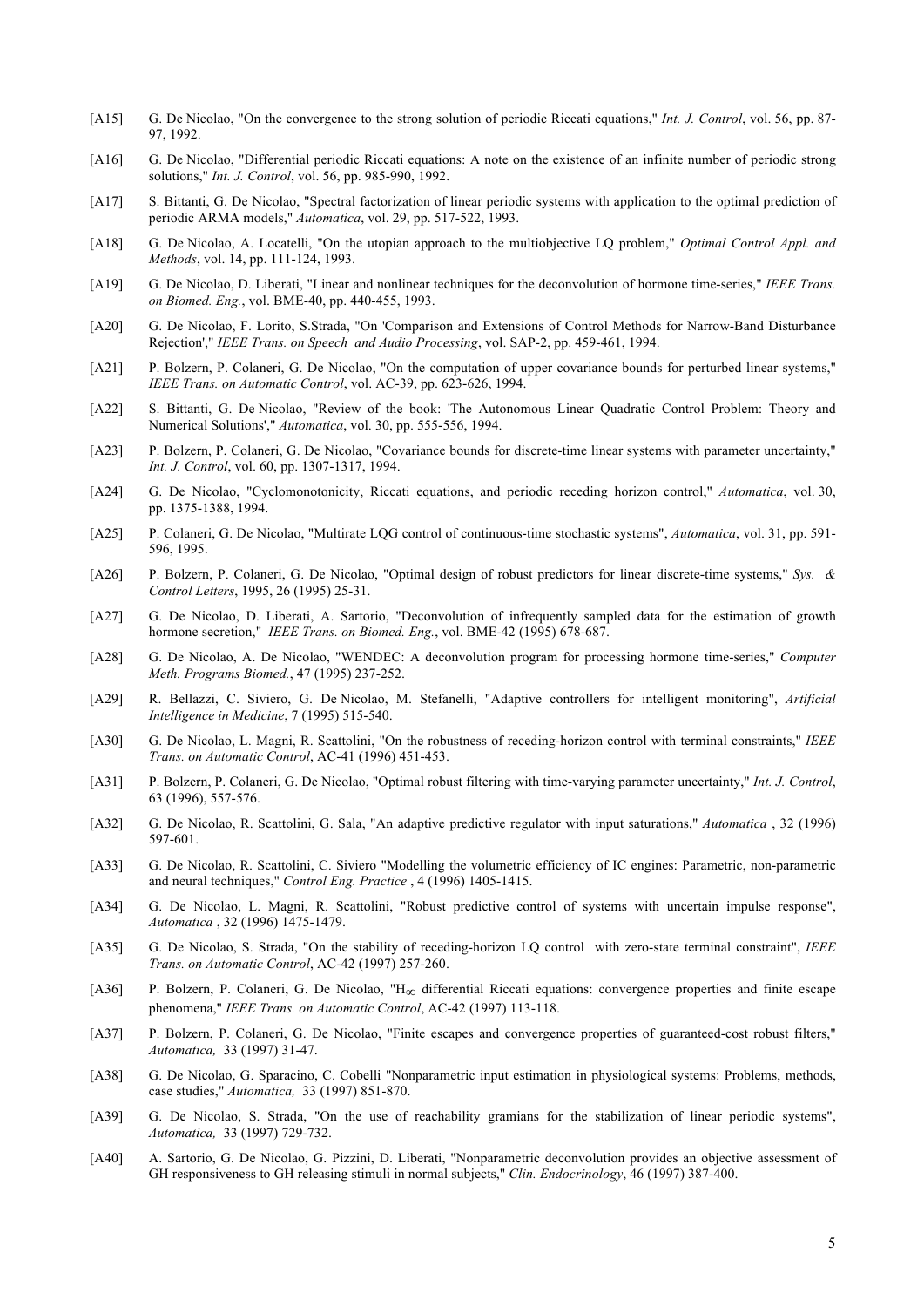[A15] G. De Nicolao, "On the convergence to the strong solution of periodic Riccati equations," *Int. J. Control*, vol. 56, pp. 87-97, 1992.

[A16] G. De Nicolao, "Differential periodic Riccati equations: A note on the existence of an infinite number of periodic strong solutions," *Int. J. Control*, vol. 56, pp. 985-990, 1992.

[A17] S. Bittanti, G. De Nicolao, "Spectral factorization of linear periodic systems with application to the optimal prediction of periodic ARMA models," *Automatica*, vol. 29, pp. 517-522, 1993.

[A18] G. De Nicolao, A. Locatelli, "On the utopian approach to the multiobjective LQ problem," *Optimal Control Appl. and Methods*, vol. 14, pp. 111-124, 1993.

[A19] G. De Nicolao, D. Liberati, "Linear and nonlinear techniques for the deconvolution of hormone time-series," *IEEE Trans. on Biomed. Eng.*, vol. BME-40, pp. 440-455, 1993.

[A20] G. De Nicolao, F. Lorito, S.Strada, "On 'Comparison and Extensions of Control Methods for Narrow-Band Disturbance Rejection'," *IEEE Trans. on Speech and Audio Processing*, vol. SAP-2, pp. 459-461, 1994.

[A21] P. Bolzern, P. Colaneri, G. De Nicolao, "On the computation of upper covariance bounds for perturbed linear systems," *IEEE Trans. on Automatic Control*, vol. AC-39, pp. 623-626, 1994.

[A22] S. Bittanti, G. De Nicolao, "Review of the book: 'The Autonomous Linear Quadratic Control Problem: Theory and Numerical Solutions'," *Automatica*, vol. 30, pp. 555-556, 1994.

[A23] P. Bolzern, P. Colaneri, G. De Nicolao, "Covariance bounds for discrete-time linear systems with parameter uncertainty," *Int. J. Control*, vol. 60, pp. 1307-1317, 1994.

[A24] G. De Nicolao, "Cyclomonotonicity, Riccati equations, and periodic receding horizon control," *Automatica*, vol. 30, pp. 1375-1388, 1994.

[A25] P. Colaneri, G. De Nicolao, "Multirate LQG control of continuous-time stochastic systems", *Automatica*, vol. 31, pp. 591-596, 1995.

[A26] P. Bolzern, P. Colaneri, G. De Nicolao, "Optimal design of robust predictors for linear discrete-time systems," *Sys. & Control Letters*, 1995, 26 (1995) 25-31.

[A27] G. De Nicolao, D. Liberati, A. Sartorio, "Deconvolution of infrequently sampled data for the estimation of growth hormone secretion," *IEEE Trans. on Biomed. Eng.*, vol. BME-42 (1995) 678-687.

[A28] G. De Nicolao, A. De Nicolao, "WENDEC: A deconvolution program for processing hormone time-series," *Computer Meth. Programs Biomed.*, 47 (1995) 237-252.

[A29] R. Bellazzi, C. Siviero, G. De Nicolao, M. Stefanelli, "Adaptive controllers for intelligent monitoring", *Artificial Intelligence in Medicine*, 7 (1995) 515-540.

[A30] G. De Nicolao, L. Magni, R. Scattolini, "On the robustness of receding-horizon control with terminal constraints," *IEEE Trans. on Automatic Control*, AC-41 (1996) 451-453.

[A31] P. Bolzern, P. Colaneri, G. De Nicolao, "Optimal robust filtering with time-varying parameter uncertainty," *Int. J. Control*, 63 (1996), 557-576.

[A32] G. De Nicolao, R. Scattolini, G. Sala, "An adaptive predictive regulator with input saturations," *Automatica* , 32 (1996) 597-601.

[A33] G. De Nicolao, R. Scattolini, C. Siviero "Modelling the volumetric efficiency of IC engines: Parametric, non-parametric and neural techniques," *Control Eng. Practice* , 4 (1996) 1405-1415.

[A34] G. De Nicolao, L. Magni, R. Scattolini, "Robust predictive control of systems with uncertain impulse response", *Automatica* , 32 (1996) 1475-1479.

[A35] G. De Nicolao, S. Strada, "On the stability of receding-horizon LQ control with zero-state terminal constraint", *IEEE Trans. on Automatic Control*, AC-42 (1997) 257-260.

[A36] P. Bolzern, P. Colaneri, G. De Nicolao, "$H_\infty$ differential Riccati equations: convergence properties and finite escape phenomena," *IEEE Trans. on Automatic Control*, AC-42 (1997) 113-118.

[A37] P. Bolzern, P. Colaneri, G. De Nicolao, "Finite escapes and convergence properties of guaranteed-cost robust filters," *Automatica,* 33 (1997) 31-47.

[A38] G. De Nicolao, G. Sparacino, C. Cobelli "Nonparametric input estimation in physiological systems: Problems, methods, case studies," *Automatica,* 33 (1997) 851-870.

[A39] G. De Nicolao, S. Strada, "On the use of reachability gramians for the stabilization of linear periodic systems", *Automatica,* 33 (1997) 729-732.

[A40] A. Sartorio, G. De Nicolao, G. Pizzini, D. Liberati, "Nonparametric deconvolution provides an objective assessment of GH responsiveness to GH releasing stimuli in normal subjects," *Clin. Endocrinology*, 46 (1997) 387-400.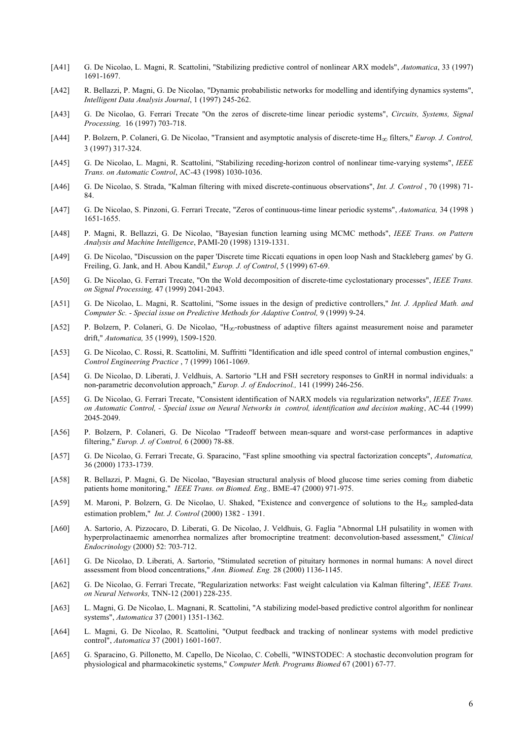[A41] G. De Nicolao, L. Magni, R. Scattolini, "Stabilizing predictive control of nonlinear ARX models", *Automatica*, 33 (1997) 1691-1697.

[A42] R. Bellazzi, P. Magni, G. De Nicolao, "Dynamic probabilistic networks for modelling and identifying dynamics systems", *Intelligent Data Analysis Journal*, 1 (1997) 245-262.

[A43] G. De Nicolao, G. Ferrari Trecate "On the zeros of discrete-time linear periodic systems", *Circuits, Systems, Signal Processing,* 16 (1997) 703-718.

[A44] P. Bolzern, P. Colaneri, G. De Nicolao, "Transient and asymptotic analysis of discrete-time $H_\infty$ filters," *Europ. J. Control,* 3 (1997) 317-324.

[A45] G. De Nicolao, L. Magni, R. Scattolini, "Stabilizing receding-horizon control of nonlinear time-varying systems", *IEEE Trans. on Automatic Control*, AC-43 (1998) 1030-1036.

[A46] G. De Nicolao, S. Strada, "Kalman filtering with mixed discrete-continuous observations", *Int. J. Control* , 70 (1998) 71-84.

[A47] G. De Nicolao, S. Pinzoni, G. Ferrari Trecate, "Zeros of continuous-time linear periodic systems", *Automatica,* 34 (1998 ) 1651-1655.

[A48] P. Magni, R. Bellazzi, G. De Nicolao, "Bayesian function learning using MCMC methods", *IEEE Trans. on Pattern Analysis and Machine Intelligence*, PAMI-20 (1998) 1319-1331.

[A49] G. De Nicolao, "Discussion on the paper 'Discrete time Riccati equations in open loop Nash and Stackleberg games' by G. Freiling, G. Jank, and H. Abou Kandil," *Europ. J. of Control*, 5 (1999) 67-69.

[A50] G. De Nicolao, G. Ferrari Trecate, "On the Wold decomposition of discrete-time cyclostationary processes", *IEEE Trans. on Signal Processing,* 47 (1999) 2041-2043.

[A51] G. De Nicolao, L. Magni, R. Scattolini, "Some issues in the design of predictive controllers," *Int. J. Applied Math. and Computer Sc. - Special issue on Predictive Methods for Adaptive Control,* 9 (1999) 9-24.

[A52] P. Bolzern, P. Colaneri, G. De Nicolao, "$H_\infty$-robustness of adaptive filters against measurement noise and parameter drift," *Automatica,* 35 (1999), 1509-1520.

[A53] G. De Nicolao, C. Rossi, R. Scattolini, M. Suffritti "Identification and idle speed control of internal combustion engines," *Control Engineering Practice* , 7 (1999) 1061-1069.

[A54] G. De Nicolao, D. Liberati, J. Veldhuis, A. Sartorio "LH and FSH secretory responses to GnRH in normal individuals: a non-parametric deconvolution approach," *Europ. J. of Endocrinol.,* 141 (1999) 246-256.

[A55] G. De Nicolao, G. Ferrari Trecate, "Consistent identification of NARX models via regularization networks", *IEEE Trans. on Automatic Control, - Special issue on Neural Networks in control, identification and decision making*, AC-44 (1999) 2045-2049.

[A56] P. Bolzern, P. Colaneri, G. De Nicolao "Tradeoff between mean-square and worst-case performances in adaptive filtering," *Europ. J. of Control,* 6 (2000) 78-88.

[A57] G. De Nicolao, G. Ferrari Trecate, G. Sparacino, "Fast spline smoothing via spectral factorization concepts", *Automatica,* 36 (2000) 1733-1739.

[A58] R. Bellazzi, P. Magni, G. De Nicolao, "Bayesian structural analysis of blood glucose time series coming from diabetic patients home monitoring," *IEEE Trans. on Biomed. Eng.,* BME-47 (2000) 971-975.

[A59] M. Maroni, P. Bolzern, G. De Nicolao, U. Shaked, "Existence and convergence of solutions to the $H_\infty$ sampled-data estimation problem," *Int. J. Control* (2000) 1382 - 1391.

[A60] A. Sartorio, A. Pizzocaro, D. Liberati, G. De Nicolao, J. Veldhuis, G. Faglia "Abnormal LH pulsatility in women with hyperprolactinaemic amenorrhea normalizes after bromocriptine treatment: deconvolution-based assessment," *Clinical Endocrinology* (2000) 52: 703-712.

[A61] G. De Nicolao, D. Liberati, A. Sartorio, "Stimulated secretion of pituitary hormones in normal humans: A novel direct assessment from blood concentrations," *Ann. Biomed. Eng.* 28 (2000) 1136-1145.

[A62] G. De Nicolao, G. Ferrari Trecate, "Regularization networks: Fast weight calculation via Kalman filtering", *IEEE Trans. on Neural Networks,* TNN-12 (2001) 228-235.

[A63] L. Magni, G. De Nicolao, L. Magnani, R. Scattolini, "A stabilizing model-based predictive control algorithm for nonlinear systems", *Automatica* 37 (2001) 1351-1362.

[A64] L. Magni, G. De Nicolao, R. Scattolini, "Output feedback and tracking of nonlinear systems with model predictive control", *Automatica* 37 (2001) 1601-1607.

[A65] G. Sparacino, G. Pillonetto, M. Capello, De Nicolao, C. Cobelli, "WINSTODEC: A stochastic deconvolution program for physiological and pharmacokinetic systems," *Computer Meth. Programs Biomed* 67 (2001) 67-77.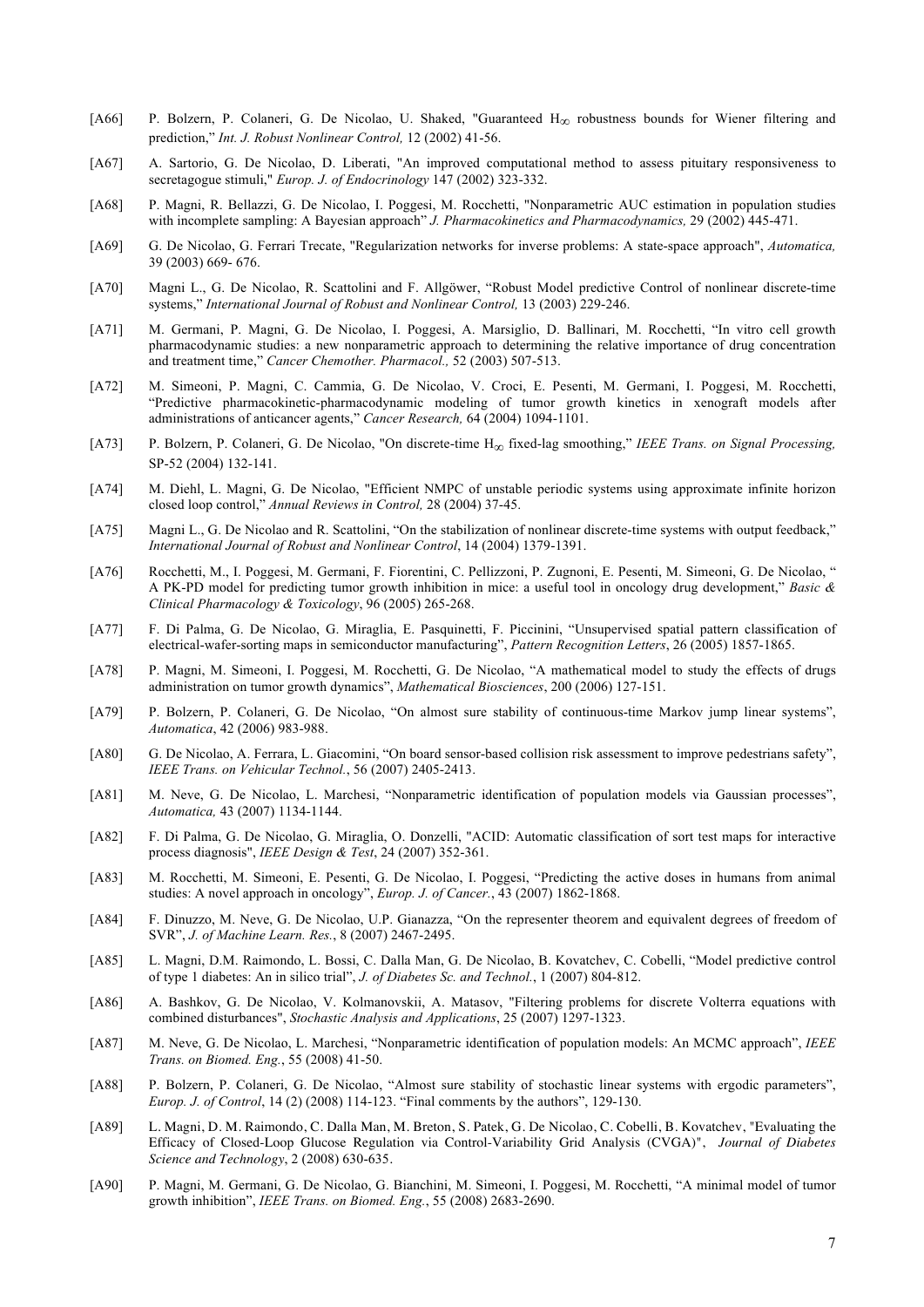[A66] P. Bolzern, P. Colaneri, G. De Nicolao, U. Shaked, "Guaranteed $H_\infty$ robustness bounds for Wiener filtering and prediction," *Int. J. Robust Nonlinear Control,* 12 (2002) 41-56.

[A67] A. Sartorio, G. De Nicolao, D. Liberati, "An improved computational method to assess pituitary responsiveness to secretagogue stimuli," *Europ. J. of Endocrinology* 147 (2002) 323-332.

[A68] P. Magni, R. Bellazzi, G. De Nicolao, I. Poggesi, M. Rocchetti, "Nonparametric AUC estimation in population studies with incomplete sampling: A Bayesian approach" *J. Pharmacokinetics and Pharmacodynamics,* 29 (2002) 445-471.

[A69] G. De Nicolao, G. Ferrari Trecate, "Regularization networks for inverse problems: A state-space approach", *Automatica,* 39 (2003) 669- 676.

[A70] Magni L., G. De Nicolao, R. Scattolini and F. Allgöwer, "Robust Model predictive Control of nonlinear discrete-time systems," *International Journal of Robust and Nonlinear Control,* 13 (2003) 229-246.

[A71] M. Germani, P. Magni, G. De Nicolao, I. Poggesi, A. Marsiglio, D. Ballinari, M. Rocchetti, "In vitro cell growth pharmacodynamic studies: a new nonparametric approach to determining the relative importance of drug concentration and treatment time," *Cancer Chemother. Pharmacol.,* 52 (2003) 507-513.

[A72] M. Simeoni, P. Magni, C. Cammia, G. De Nicolao, V. Croci, E. Pesenti, M. Germani, I. Poggesi, M. Rocchetti, "Predictive pharmacokinetic-pharmacodynamic modeling of tumor growth kinetics in xenograft models after administrations of anticancer agents," *Cancer Research,* 64 (2004) 1094-1101.

[A73] P. Bolzern, P. Colaneri, G. De Nicolao, "On discrete-time $H_\infty$ fixed-lag smoothing," *IEEE Trans. on Signal Processing,* SP-52 (2004) 132-141.

[A74] M. Diehl, L. Magni, G. De Nicolao, "Efficient NMPC of unstable periodic systems using approximate infinite horizon closed loop control," *Annual Reviews in Control,* 28 (2004) 37-45.

[A75] Magni L., G. De Nicolao and R. Scattolini, "On the stabilization of nonlinear discrete-time systems with output feedback," *International Journal of Robust and Nonlinear Control*, 14 (2004) 1379-1391.

[A76] Rocchetti, M., I. Poggesi, M. Germani, F. Fiorentini, C. Pellizzoni, P. Zugnoni, E. Pesenti, M. Simeoni, G. De Nicolao, " A PK-PD model for predicting tumor growth inhibition in mice: a useful tool in oncology drug development," *Basic & Clinical Pharmacology & Toxicology*, 96 (2005) 265-268.

[A77] F. Di Palma, G. De Nicolao, G. Miraglia, E. Pasquinetti, F. Piccinini, "Unsupervised spatial pattern classification of electrical-wafer-sorting maps in semiconductor manufacturing", *Pattern Recognition Letters*, 26 (2005) 1857-1865.

[A78] P. Magni, M. Simeoni, I. Poggesi, M. Rocchetti, G. De Nicolao, "A mathematical model to study the effects of drugs administration on tumor growth dynamics", *Mathematical Biosciences*, 200 (2006) 127-151.

[A79] P. Bolzern, P. Colaneri, G. De Nicolao, "On almost sure stability of continuous-time Markov jump linear systems", *Automatica*, 42 (2006) 983-988.

[A80] G. De Nicolao, A. Ferrara, L. Giacomini, "On board sensor-based collision risk assessment to improve pedestrians safety", *IEEE Trans. on Vehicular Technol.*, 56 (2007) 2405-2413.

[A81] M. Neve, G. De Nicolao, L. Marchesi, "Nonparametric identification of population models via Gaussian processes", *Automatica,* 43 (2007) 1134-1144.

[A82] F. Di Palma, G. De Nicolao, G. Miraglia, O. Donzelli, "ACID: Automatic classification of sort test maps for interactive process diagnosis", *IEEE Design & Test*, 24 (2007) 352-361.

[A83] M. Rocchetti, M. Simeoni, E. Pesenti, G. De Nicolao, I. Poggesi, "Predicting the active doses in humans from animal studies: A novel approach in oncology", *Europ. J. of Cancer.*, 43 (2007) 1862-1868.

[A84] F. Dinuzzo, M. Neve, G. De Nicolao, U.P. Gianazza, "On the representer theorem and equivalent degrees of freedom of SVR", *J. of Machine Learn. Res.*, 8 (2007) 2467-2495.

[A85] L. Magni, D.M. Raimondo, L. Bossi, C. Dalla Man, G. De Nicolao, B. Kovatchev, C. Cobelli, "Model predictive control of type 1 diabetes: An in silico trial", *J. of Diabetes Sc. and Technol.*, 1 (2007) 804-812.

[A86] A. Bashkov, G. De Nicolao, V. Kolmanovskii, A. Matasov, "Filtering problems for discrete Volterra equations with combined disturbances", *Stochastic Analysis and Applications*, 25 (2007) 1297-1323.

[A87] M. Neve, G. De Nicolao, L. Marchesi, "Nonparametric identification of population models: An MCMC approach", *IEEE Trans. on Biomed. Eng.*, 55 (2008) 41-50.

[A88] P. Bolzern, P. Colaneri, G. De Nicolao, "Almost sure stability of stochastic linear systems with ergodic parameters", *Europ. J. of Control*, 14 (2) (2008) 114-123. "Final comments by the authors", 129-130.

[A89] L. Magni, D. M. Raimondo, C. Dalla Man, M. Breton, S. Patek, G. De Nicolao, C. Cobelli, B. Kovatchev, "Evaluating the Efficacy of Closed-Loop Glucose Regulation via Control-Variability Grid Analysis (CVGA)", *Journal of Diabetes Science and Technology*, 2 (2008) 630-635.

[A90] P. Magni, M. Germani, G. De Nicolao, G. Bianchini, M. Simeoni, I. Poggesi, M. Rocchetti, "A minimal model of tumor growth inhibition", *IEEE Trans. on Biomed. Eng.*, 55 (2008) 2683-2690.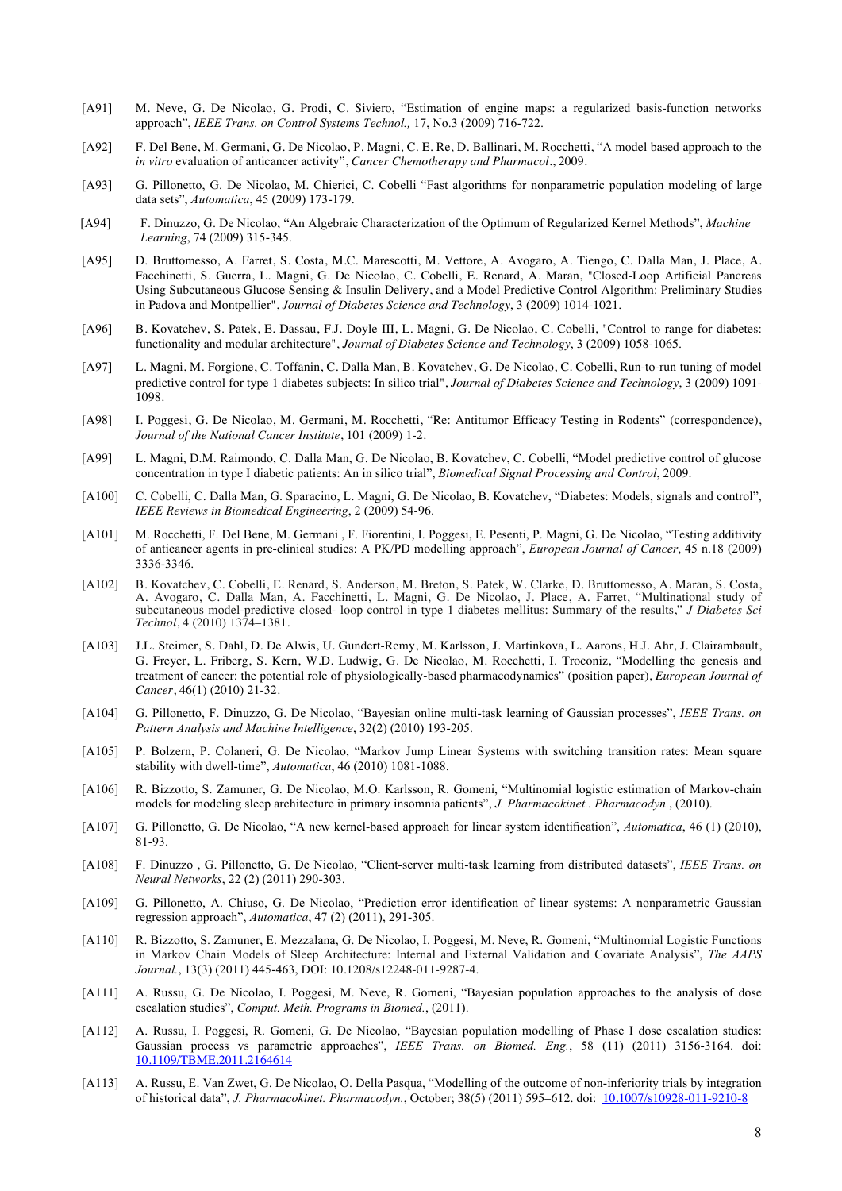[A91] M. Neve, G. De Nicolao, G. Prodi, C. Siviero, "Estimation of engine maps: a regularized basis-function networks approach", *IEEE Trans. on Control Systems Technol.,* 17, No.3 (2009) 716-722.

[A92] F. Del Bene, M. Germani, G. De Nicolao, P. Magni, C. E. Re, D. Ballinari, M. Rocchetti, "A model based approach to the *in vitro* evaluation of anticancer activity", *Cancer Chemotherapy and Pharmacol*., 2009.

[A93] G. Pillonetto, G. De Nicolao, M. Chierici, C. Cobelli "Fast algorithms for nonparametric population modeling of large data sets", *Automatica*, 45 (2009) 173-179.

[A94] F. Dinuzzo, G. De Nicolao, "An Algebraic Characterization of the Optimum of Regularized Kernel Methods", *Machine Learning*, 74 (2009) 315-345.

[A95] D. Bruttomesso, A. Farret, S. Costa, M.C. Marescotti, M. Vettore, A. Avogaro, A. Tiengo, C. Dalla Man, J. Place, A. Facchinetti, S. Guerra, L. Magni, G. De Nicolao, C. Cobelli, E. Renard, A. Maran, "Closed-Loop Artificial Pancreas Using Subcutaneous Glucose Sensing & Insulin Delivery, and a Model Predictive Control Algorithm: Preliminary Studies in Padova and Montpellier", *Journal of Diabetes Science and Technology*, 3 (2009) 1014-1021.

[A96] B. Kovatchev, S. Patek, E. Dassau, F.J. Doyle III, L. Magni, G. De Nicolao, C. Cobelli, "Control to range for diabetes: functionality and modular architecture", *Journal of Diabetes Science and Technology*, 3 (2009) 1058-1065.

[A97] L. Magni, M. Forgione, C. Toffanin, C. Dalla Man, B. Kovatchev, G. De Nicolao, C. Cobelli, Run-to-run tuning of model predictive control for type 1 diabetes subjects: In silico trial", *Journal of Diabetes Science and Technology*, 3 (2009) 1091-1098.

[A98] I. Poggesi, G. De Nicolao, M. Germani, M. Rocchetti, "Re: Antitumor Efficacy Testing in Rodents" (correspondence), *Journal of the National Cancer Institute*, 101 (2009) 1-2.

[A99] L. Magni, D.M. Raimondo, C. Dalla Man, G. De Nicolao, B. Kovatchev, C. Cobelli, "Model predictive control of glucose concentration in type I diabetic patients: An in silico trial", *Biomedical Signal Processing and Control*, 2009.

[A100] C. Cobelli, C. Dalla Man, G. Sparacino, L. Magni, G. De Nicolao, B. Kovatchev, "Diabetes: Models, signals and control", *IEEE Reviews in Biomedical Engineering*, 2 (2009) 54-96.

[A101] M. Rocchetti, F. Del Bene, M. Germani , F. Fiorentini, I. Poggesi, E. Pesenti, P. Magni, G. De Nicolao, "Testing additivity of anticancer agents in pre-clinical studies: A PK/PD modelling approach", *European Journal of Cancer*, 45 n.18 (2009) 3336-3346.

[A102] B. Kovatchev, C. Cobelli, E. Renard, S. Anderson, M. Breton, S. Patek, W. Clarke, D. Bruttomesso, A. Maran, S. Costa, A. Avogaro, C. Dalla Man, A. Facchinetti, L. Magni, G. De Nicolao, J. Place, A. Farret, "Multinational study of subcutaneous model-predictive closed- loop control in type 1 diabetes mellitus: Summary of the results," *J Diabetes Sci Technol*, 4 (2010) 1374–1381.

[A103] J.L. Steimer, S. Dahl, D. De Alwis, U. Gundert-Remy, M. Karlsson, J. Martinkova, L. Aarons, H.J. Ahr, J. Clairambault, G. Freyer, L. Friberg, S. Kern, W.D. Ludwig, G. De Nicolao, M. Rocchetti, I. Troconiz, "Modelling the genesis and treatment of cancer: the potential role of physiologically-based pharmacodynamics" (position paper), *European Journal of Cancer*, 46(1) (2010) 21-32.

[A104] G. Pillonetto, F. Dinuzzo, G. De Nicolao, "Bayesian online multi-task learning of Gaussian processes", *IEEE Trans. on Pattern Analysis and Machine Intelligence*, 32(2) (2010) 193-205.

[A105] P. Bolzern, P. Colaneri, G. De Nicolao, "Markov Jump Linear Systems with switching transition rates: Mean square stability with dwell-time", *Automatica*, 46 (2010) 1081-1088.

[A106] R. Bizzotto, S. Zamuner, G. De Nicolao, M.O. Karlsson, R. Gomeni, "Multinomial logistic estimation of Markov-chain models for modeling sleep architecture in primary insomnia patients", *J. Pharmacokinet.. Pharmacodyn*., (2010).

[A107] G. Pillonetto, G. De Nicolao, "A new kernel-based approach for linear system identification", *Automatica*, 46 (1) (2010), 81-93.

[A108] F. Dinuzzo , G. Pillonetto, G. De Nicolao, "Client-server multi-task learning from distributed datasets", *IEEE Trans. on Neural Networks*, 22 (2) (2011) 290-303.

[A109] G. Pillonetto, A. Chiuso, G. De Nicolao, "Prediction error identification of linear systems: A nonparametric Gaussian regression approach", *Automatica*, 47 (2) (2011), 291-305.

[A110] R. Bizzotto, S. Zamuner, E. Mezzalana, G. De Nicolao, I. Poggesi, M. Neve, R. Gomeni, "Multinomial Logistic Functions in Markov Chain Models of Sleep Architecture: Internal and External Validation and Covariate Analysis", *The AAPS Journal.*, 13(3) (2011) 445-463, DOI: 10.1208/s12248-011-9287-4.

[A111] A. Russu, G. De Nicolao, I. Poggesi, M. Neve, R. Gomeni, "Bayesian population approaches to the analysis of dose escalation studies", *Comput. Meth. Programs in Biomed.*, (2011).

[A112] A. Russu, I. Poggesi, R. Gomeni, G. De Nicolao, "Bayesian population modelling of Phase I dose escalation studies: Gaussian process vs parametric approaches", *IEEE Trans. on Biomed. Eng.*, 58 (11) (2011) 3156-3164. doi: 10.1109/TBME.2011.2164614

[A113] A. Russu, E. Van Zwet, G. De Nicolao, O. Della Pasqua, "Modelling of the outcome of non-inferiority trials by integration of historical data", *J. Pharmacokinet. Pharmacodyn.*, October; 38(5) (2011) 595–612. doi: 10.1007/s10928-011-9210-8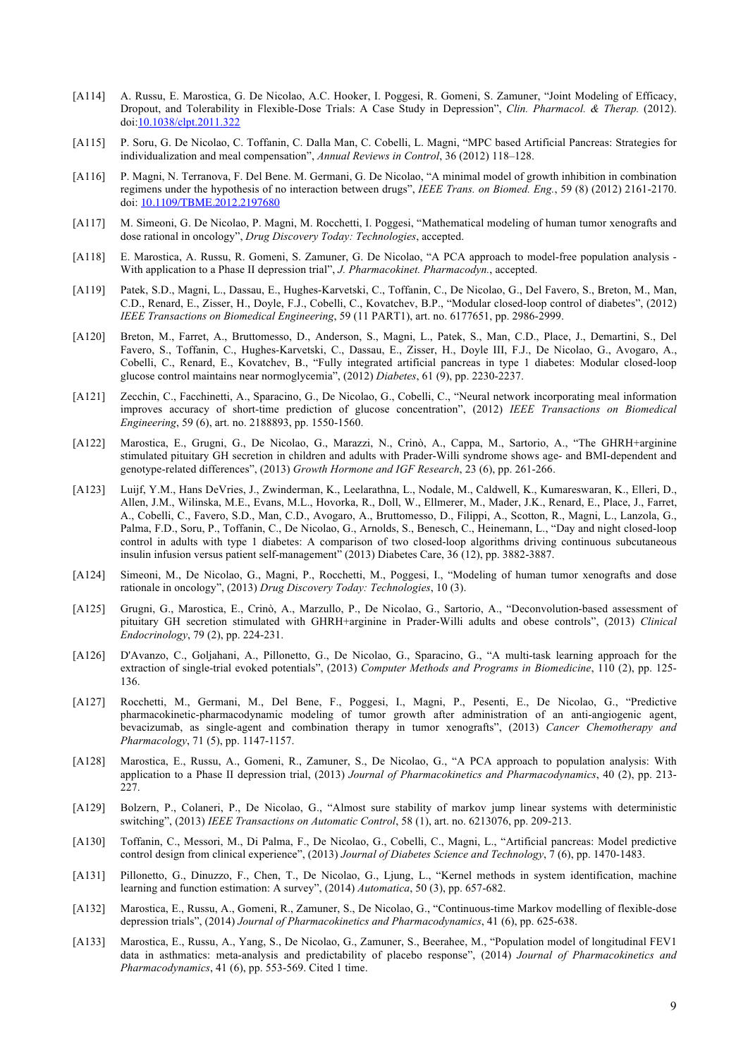[A114] A. Russu, E. Marostica, G. De Nicolao, A.C. Hooker, I. Poggesi, R. Gomeni, S. Zamuner, "Joint Modeling of Efficacy, Dropout, and Tolerability in Flexible-Dose Trials: A Case Study in Depression", *Clin. Pharmacol. & Therap.* (2012). doi:10.1038/clpt.2011.322

[A115] P. Soru, G. De Nicolao, C. Toffanin, C. Dalla Man, C. Cobelli, L. Magni, "MPC based Artificial Pancreas: Strategies for individualization and meal compensation", *Annual Reviews in Control*, 36 (2012) 118–128.

[A116] P. Magni, N. Terranova, F. Del Bene. M. Germani, G. De Nicolao, "A minimal model of growth inhibition in combination regimens under the hypothesis of no interaction between drugs", *IEEE Trans. on Biomed. Eng.*, 59 (8) (2012) 2161-2170. doi: 10.1109/TBME.2012.2197680

[A117] M. Simeoni, G. De Nicolao, P. Magni, M. Rocchetti, I. Poggesi, "Mathematical modeling of human tumor xenografts and dose rational in oncology", *Drug Discovery Today: Technologies*, accepted.

[A118] E. Marostica, A. Russu, R. Gomeni, S. Zamuner, G. De Nicolao, "A PCA approach to model-free population analysis - With application to a Phase II depression trial", *J. Pharmacokinet. Pharmacodyn.*, accepted.

[A119] Patek, S.D., Magni, L., Dassau, E., Hughes-Karvetski, C., Toffanin, C., De Nicolao, G., Del Favero, S., Breton, M., Man, C.D., Renard, E., Zisser, H., Doyle, F.J., Cobelli, C., Kovatchev, B.P., "Modular closed-loop control of diabetes", (2012) *IEEE Transactions on Biomedical Engineering*, 59 (11 PART1), art. no. 6177651, pp. 2986-2999.

[A120] Breton, M., Farret, A., Bruttomesso, D., Anderson, S., Magni, L., Patek, S., Man, C.D., Place, J., Demartini, S., Del Favero, S., Toffanin, C., Hughes-Karvetski, C., Dassau, E., Zisser, H., Doyle III, F.J., De Nicolao, G., Avogaro, A., Cobelli, C., Renard, E., Kovatchev, B., "Fully integrated artificial pancreas in type 1 diabetes: Modular closed-loop glucose control maintains near normoglycemia", (2012) *Diabetes*, 61 (9), pp. 2230-2237.

[A121] Zecchin, C., Facchinetti, A., Sparacino, G., De Nicolao, G., Cobelli, C., "Neural network incorporating meal information improves accuracy of short-time prediction of glucose concentration", (2012) *IEEE Transactions on Biomedical Engineering*, 59 (6), art. no. 2188893, pp. 1550-1560.

[A122] Marostica, E., Grugni, G., De Nicolao, G., Marazzi, N., Crinò, A., Cappa, M., Sartorio, A., "The GHRH+arginine stimulated pituitary GH secretion in children and adults with Prader-Willi syndrome shows age- and BMI-dependent and genotype-related differences", (2013) *Growth Hormone and IGF Research*, 23 (6), pp. 261-266.

[A123] Luijf, Y.M., Hans DeVries, J., Zwinderman, K., Leelarathna, L., Nodale, M., Caldwell, K., Kumareswaran, K., Elleri, D., Allen, J.M., Wilinska, M.E., Evans, M.L., Hovorka, R., Doll, W., Ellmerer, M., Mader, J.K., Renard, E., Place, J., Farret, A., Cobelli, C., Favero, S.D., Man, C.D., Avogaro, A., Bruttomesso, D., Filippi, A., Scotton, R., Magni, L., Lanzola, G., Palma, F.D., Soru, P., Toffanin, C., De Nicolao, G., Arnolds, S., Benesch, C., Heinemann, L., "Day and night closed-loop control in adults with type 1 diabetes: A comparison of two closed-loop algorithms driving continuous subcutaneous insulin infusion versus patient self-management" (2013) Diabetes Care, 36 (12), pp. 3882-3887.

[A124] Simeoni, M., De Nicolao, G., Magni, P., Rocchetti, M., Poggesi, I., "Modeling of human tumor xenografts and dose rationale in oncology", (2013) *Drug Discovery Today: Technologies*, 10 (3).

[A125] Grugni, G., Marostica, E., Crinò, A., Marzullo, P., De Nicolao, G., Sartorio, A., "Deconvolution-based assessment of pituitary GH secretion stimulated with GHRH+arginine in Prader-Willi adults and obese controls", (2013) *Clinical Endocrinology*, 79 (2), pp. 224-231.

[A126] D'Avanzo, C., Goljahani, A., Pillonetto, G., De Nicolao, G., Sparacino, G., "A multi-task learning approach for the extraction of single-trial evoked potentials", (2013) *Computer Methods and Programs in Biomedicine*, 110 (2), pp. 125-136.

[A127] Rocchetti, M., Germani, M., Del Bene, F., Poggesi, I., Magni, P., Pesenti, E., De Nicolao, G., "Predictive pharmacokinetic-pharmacodynamic modeling of tumor growth after administration of an anti-angiogenic agent, bevacizumab, as single-agent and combination therapy in tumor xenografts", (2013) *Cancer Chemotherapy and Pharmacology*, 71 (5), pp. 1147-1157.

[A128] Marostica, E., Russu, A., Gomeni, R., Zamuner, S., De Nicolao, G., "A PCA approach to population analysis: With application to a Phase II depression trial, (2013) *Journal of Pharmacokinetics and Pharmacodynamics*, 40 (2), pp. 213-227.

[A129] Bolzern, P., Colaneri, P., De Nicolao, G., "Almost sure stability of markov jump linear systems with deterministic switching", (2013) *IEEE Transactions on Automatic Control*, 58 (1), art. no. 6213076, pp. 209-213.

[A130] Toffanin, C., Messori, M., Di Palma, F., De Nicolao, G., Cobelli, C., Magni, L., "Artificial pancreas: Model predictive control design from clinical experience", (2013) *Journal of Diabetes Science and Technology*, 7 (6), pp. 1470-1483.

[A131] Pillonetto, G., Dinuzzo, F., Chen, T., De Nicolao, G., Ljung, L., "Kernel methods in system identification, machine learning and function estimation: A survey", (2014) *Automatica*, 50 (3), pp. 657-682.

[A132] Marostica, E., Russu, A., Gomeni, R., Zamuner, S., De Nicolao, G., "Continuous-time Markov modelling of flexible-dose depression trials", (2014) *Journal of Pharmacokinetics and Pharmacodynamics*, 41 (6), pp. 625-638.

[A133] Marostica, E., Russu, A., Yang, S., De Nicolao, G., Zamuner, S., Beerahee, M., "Population model of longitudinal FEV1 data in asthmatics: meta-analysis and predictability of placebo response", (2014) *Journal of Pharmacokinetics and Pharmacodynamics*, 41 (6), pp. 553-569. Cited 1 time.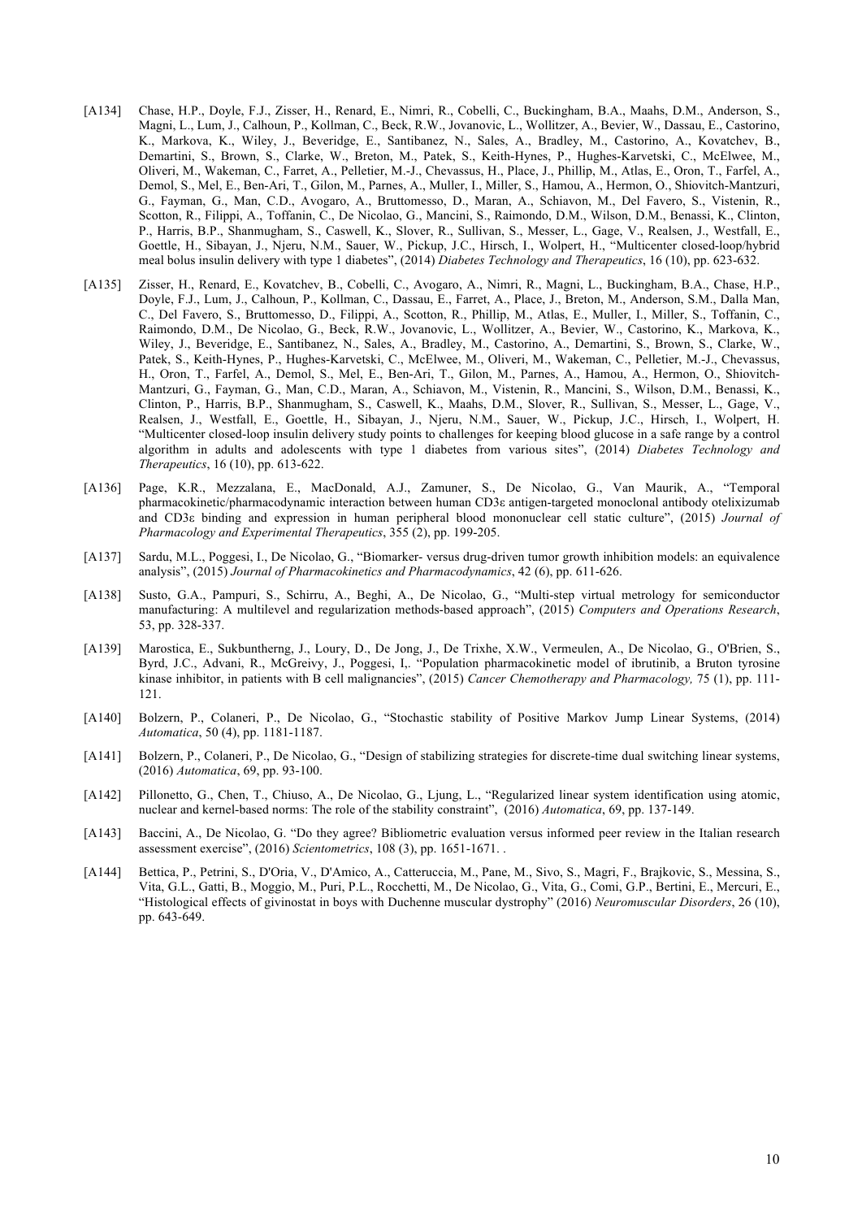[A134] Chase, H.P., Doyle, F.J., Zisser, H., Renard, E., Nimri, R., Cobelli, C., Buckingham, B.A., Maahs, D.M., Anderson, S., Magni, L., Lum, J., Calhoun, P., Kollman, C., Beck, R.W., Jovanovic, L., Wollitzer, A., Bevier, W., Dassau, E., Castorino, K., Markova, K., Wiley, J., Beveridge, E., Santibanez, N., Sales, A., Bradley, M., Castorino, A., Kovatchev, B., Demartini, S., Brown, S., Clarke, W., Breton, M., Patek, S., Keith-Hynes, P., Hughes-Karvetski, C., McElwee, M., Oliveri, M., Wakeman, C., Farret, A., Pelletier, M.-J., Chevassus, H., Place, J., Phillip, M., Atlas, E., Oron, T., Farfel, A., Demol, S., Mel, E., Ben-Ari, T., Gilon, M., Parnes, A., Muller, I., Miller, S., Hamou, A., Hermon, O., Shiovitch-Mantzuri, G., Fayman, G., Man, C.D., Avogaro, A., Bruttomesso, D., Maran, A., Schiavon, M., Del Favero, S., Vistenin, R., Scotton, R., Filippi, A., Toffanin, C., De Nicolao, G., Mancini, S., Raimondo, D.M., Wilson, D.M., Benassi, K., Clinton, P., Harris, B.P., Shanmugham, S., Caswell, K., Slover, R., Sullivan, S., Messer, L., Gage, V., Realsen, J., Westfall, E., Goettle, H., Sibayan, J., Njeru, N.M., Sauer, W., Pickup, J.C., Hirsch, I., Wolpert, H., "Multicenter closed-loop/hybrid meal bolus insulin delivery with type 1 diabetes", (2014) *Diabetes Technology and Therapeutics*, 16 (10), pp. 623-632.

[A135] Zisser, H., Renard, E., Kovatchev, B., Cobelli, C., Avogaro, A., Nimri, R., Magni, L., Buckingham, B.A., Chase, H.P., Doyle, F.J., Lum, J., Calhoun, P., Kollman, C., Dassau, E., Farret, A., Place, J., Breton, M., Anderson, S.M., Dalla Man, C., Del Favero, S., Bruttomesso, D., Filippi, A., Scotton, R., Phillip, M., Atlas, E., Muller, I., Miller, S., Toffanin, C., Raimondo, D.M., De Nicolao, G., Beck, R.W., Jovanovic, L., Wollitzer, A., Bevier, W., Castorino, K., Markova, K., Wiley, J., Beveridge, E., Santibanez, N., Sales, A., Bradley, M., Castorino, A., Demartini, S., Brown, S., Clarke, W., Patek, S., Keith-Hynes, P., Hughes-Karvetski, C., McElwee, M., Oliveri, M., Wakeman, C., Pelletier, M.-J., Chevassus, H., Oron, T., Farfel, A., Demol, S., Mel, E., Ben-Ari, T., Gilon, M., Parnes, A., Hamou, A., Hermon, O., Shiovitch-Mantzuri, G., Fayman, G., Man, C.D., Maran, A., Schiavon, M., Vistenin, R., Mancini, S., Wilson, D.M., Benassi, K., Clinton, P., Harris, B.P., Shanmugham, S., Caswell, K., Maahs, D.M., Slover, R., Sullivan, S., Messer, L., Gage, V., Realsen, J., Westfall, E., Goettle, H., Sibayan, J., Njeru, N.M., Sauer, W., Pickup, J.C., Hirsch, I., Wolpert, H. "Multicenter closed-loop insulin delivery study points to challenges for keeping blood glucose in a safe range by a control algorithm in adults and adolescents with type 1 diabetes from various sites", (2014) *Diabetes Technology and Therapeutics*, 16 (10), pp. 613-622.

[A136] Page, K.R., Mezzalana, E., MacDonald, A.J., Zamuner, S., De Nicolao, G., Van Maurik, A., "Temporal pharmacokinetic/pharmacodynamic interaction between human CD3ε antigen-targeted monoclonal antibody otelixizumab and CD3ε binding and expression in human peripheral blood mononuclear cell static culture", (2015) *Journal of Pharmacology and Experimental Therapeutics*, 355 (2), pp. 199-205.

[A137] Sardu, M.L., Poggesi, I., De Nicolao, G., "Biomarker- versus drug-driven tumor growth inhibition models: an equivalence analysis", (2015) *Journal of Pharmacokinetics and Pharmacodynamics*, 42 (6), pp. 611-626.

[A138] Susto, G.A., Pampuri, S., Schirru, A., Beghi, A., De Nicolao, G., "Multi-step virtual metrology for semiconductor manufacturing: A multilevel and regularization methods-based approach", (2015) *Computers and Operations Research*, 53, pp. 328-337.

[A139] Marostica, E., Sukbuntherng, J., Loury, D., De Jong, J., De Trixhe, X.W., Vermeulen, A., De Nicolao, G., O'Brien, S., Byrd, J.C., Advani, R., McGreivy, J., Poggesi, I,. "Population pharmacokinetic model of ibrutinib, a Bruton tyrosine kinase inhibitor, in patients with B cell malignancies", (2015) *Cancer Chemotherapy and Pharmacology,* 75 (1), pp. 111-121.

[A140] Bolzern, P., Colaneri, P., De Nicolao, G., "Stochastic stability of Positive Markov Jump Linear Systems, (2014) *Automatica*, 50 (4), pp. 1181-1187.

[A141] Bolzern, P., Colaneri, P., De Nicolao, G., "Design of stabilizing strategies for discrete-time dual switching linear systems, (2016) *Automatica*, 69, pp. 93-100.

[A142] Pillonetto, G., Chen, T., Chiuso, A., De Nicolao, G., Ljung, L., "Regularized linear system identification using atomic, nuclear and kernel-based norms: The role of the stability constraint", (2016) *Automatica*, 69, pp. 137-149.

[A143] Baccini, A., De Nicolao, G. "Do they agree? Bibliometric evaluation versus informed peer review in the Italian research assessment exercise", (2016) *Scientometrics*, 108 (3), pp. 1651-1671. .

[A144] Bettica, P., Petrini, S., D'Oria, V., D'Amico, A., Catteruccia, M., Pane, M., Sivo, S., Magri, F., Brajkovic, S., Messina, S., Vita, G.L., Gatti, B., Moggio, M., Puri, P.L., Rocchetti, M., De Nicolao, G., Vita, G., Comi, G.P., Bertini, E., Mercuri, E., "Histological effects of givinostat in boys with Duchenne muscular dystrophy" (2016) *Neuromuscular Disorders*, 26 (10), pp. 643-649.